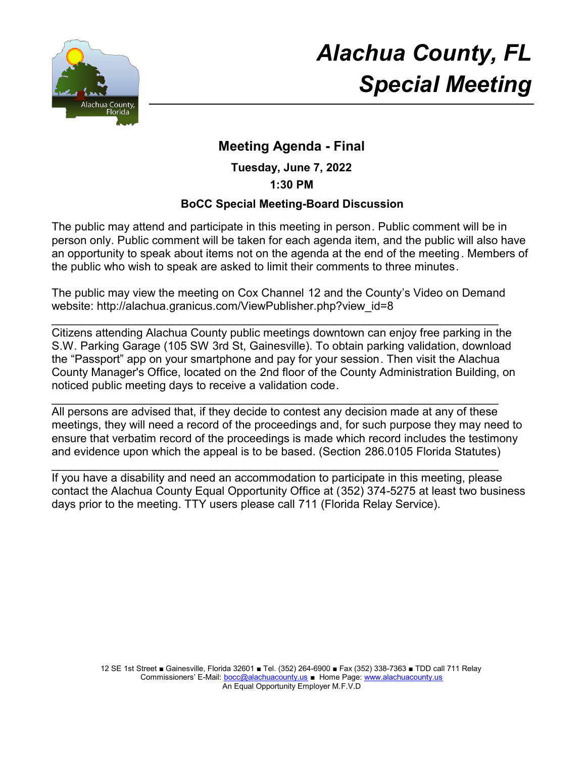# *Alachua County, FL*
# *Special Meeting*

## Meeting Agenda - Final

**Tuesday, June 7, 2022**

**1:30 PM**

**BoCC Special Meeting-Board Discussion**

The public may attend and participate in this meeting in person. Public comment will be in person only. Public comment will be taken for each agenda item, and the public will also have an opportunity to speak about items not on the agenda at the end of the meeting. Members of the public who wish to speak are asked to limit their comments to three minutes.

The public may view the meeting on Cox Channel 12 and the County's Video on Demand website: http://alachua.granicus.com/ViewPublisher.php?view_id=8

---

Citizens attending Alachua County public meetings downtown can enjoy free parking in the S.W. Parking Garage (105 SW 3rd St, Gainesville). To obtain parking validation, download the "Passport" app on your smartphone and pay for your session. Then visit the Alachua County Manager's Office, located on the 2nd floor of the County Administration Building, on noticed public meeting days to receive a validation code.

---

All persons are advised that, if they decide to contest any decision made at any of these meetings, they will need a record of the proceedings and, for such purpose they may need to ensure that verbatim record of the proceedings is made which record includes the testimony and evidence upon which the appeal is to be based. (Section 286.0105 Florida Statutes)

---

If you have a disability and need an accommodation to participate in this meeting, please contact the Alachua County Equal Opportunity Office at (352) 374-5275 at least two business days prior to the meeting. TTY users please call 711 (Florida Relay Service).

12 SE 1st Street ■ Gainesville, Florida 32601 ■ Tel. (352) 264-6900 ■ Fax (352) 338-7363 ■ TDD call 711 Relay
Commissioners' E-Mail: bocc@alachuacounty.us ■ Home Page: www.alachuacounty.us
An Equal Opportunity Employer M.F.V.D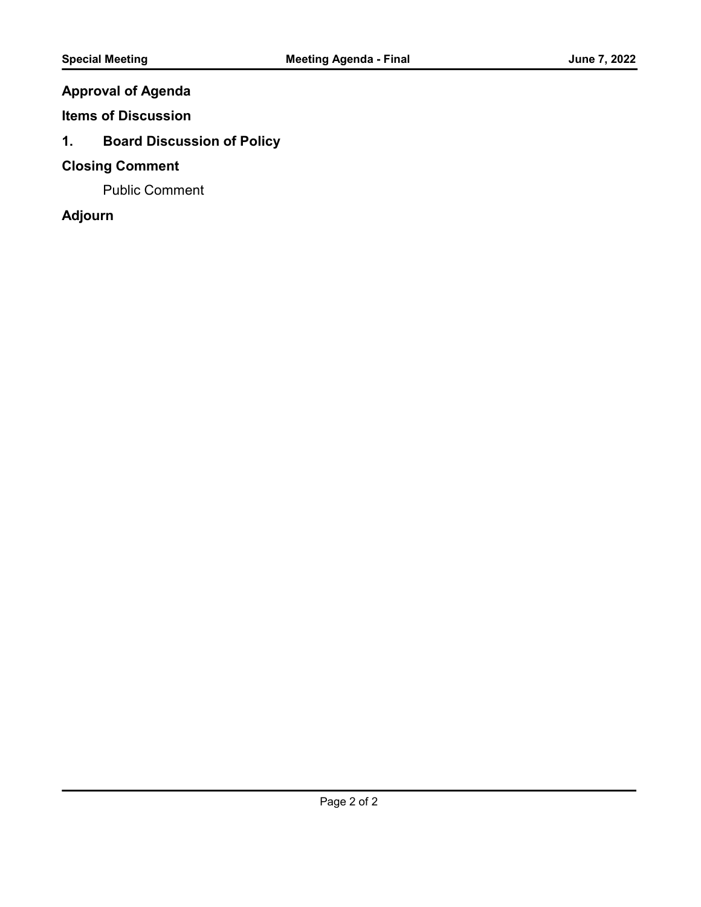## Approval of Agenda

## Items of Discussion

### 1. Board Discussion of Policy

## Closing Comment

Public Comment

## Adjourn